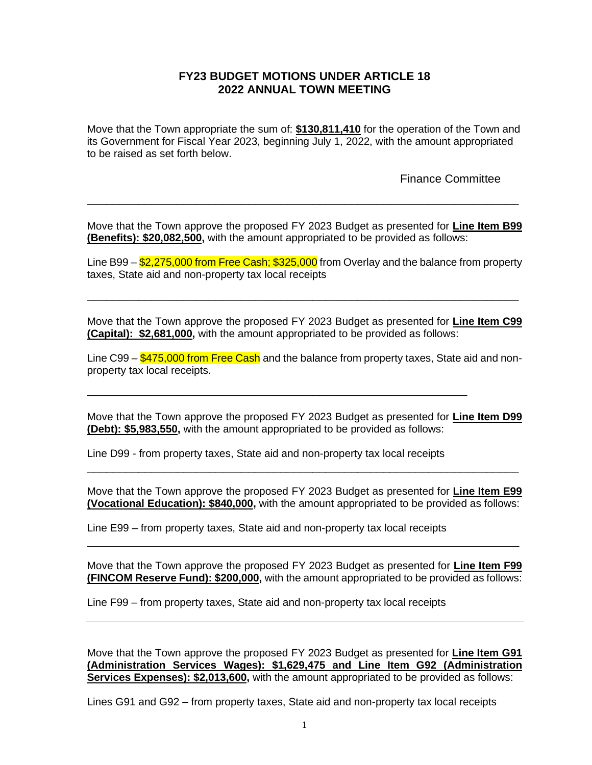**FY23 BUDGET MOTIONS UNDER ARTICLE 18**
**2022 ANNUAL TOWN MEETING**

Move that the Town appropriate the sum of: **$130,811,410** for the operation of the Town and its Government for Fiscal Year 2023, beginning July 1, 2022, with the amount appropriated to be raised as set forth below.

Finance Committee

---

Move that the Town approve the proposed FY 2023 Budget as presented for **Line Item B99 (Benefits): $20,082,500,** with the amount appropriated to be provided as follows:

Line B99 – $2,275,000 from Free Cash; $325,000 from Overlay and the balance from property taxes, State aid and non-property tax local receipts

---

Move that the Town approve the proposed FY 2023 Budget as presented for **Line Item C99 (Capital): $2,681,000,** with the amount appropriated to be provided as follows:

Line C99 – $475,000 from Free Cash and the balance from property taxes, State aid and non-property tax local receipts.

---

Move that the Town approve the proposed FY 2023 Budget as presented for **Line Item D99 (Debt): $5,983,550,** with the amount appropriated to be provided as follows:

Line D99 - from property taxes, State aid and non-property tax local receipts

---

Move that the Town approve the proposed FY 2023 Budget as presented for **Line Item E99 (Vocational Education): $840,000,** with the amount appropriated to be provided as follows:

Line E99 – from property taxes, State aid and non-property tax local receipts

---

Move that the Town approve the proposed FY 2023 Budget as presented for **Line Item F99 (FINCOM Reserve Fund): $200,000,** with the amount appropriated to be provided as follows:

Line F99 – from property taxes, State aid and non-property tax local receipts

---

Move that the Town approve the proposed FY 2023 Budget as presented for **Line Item G91 (Administration Services Wages): $1,629,475 and Line Item G92 (Administration Services Expenses): $2,013,600,** with the amount appropriated to be provided as follows:

Lines G91 and G92 – from property taxes, State aid and non-property tax local receipts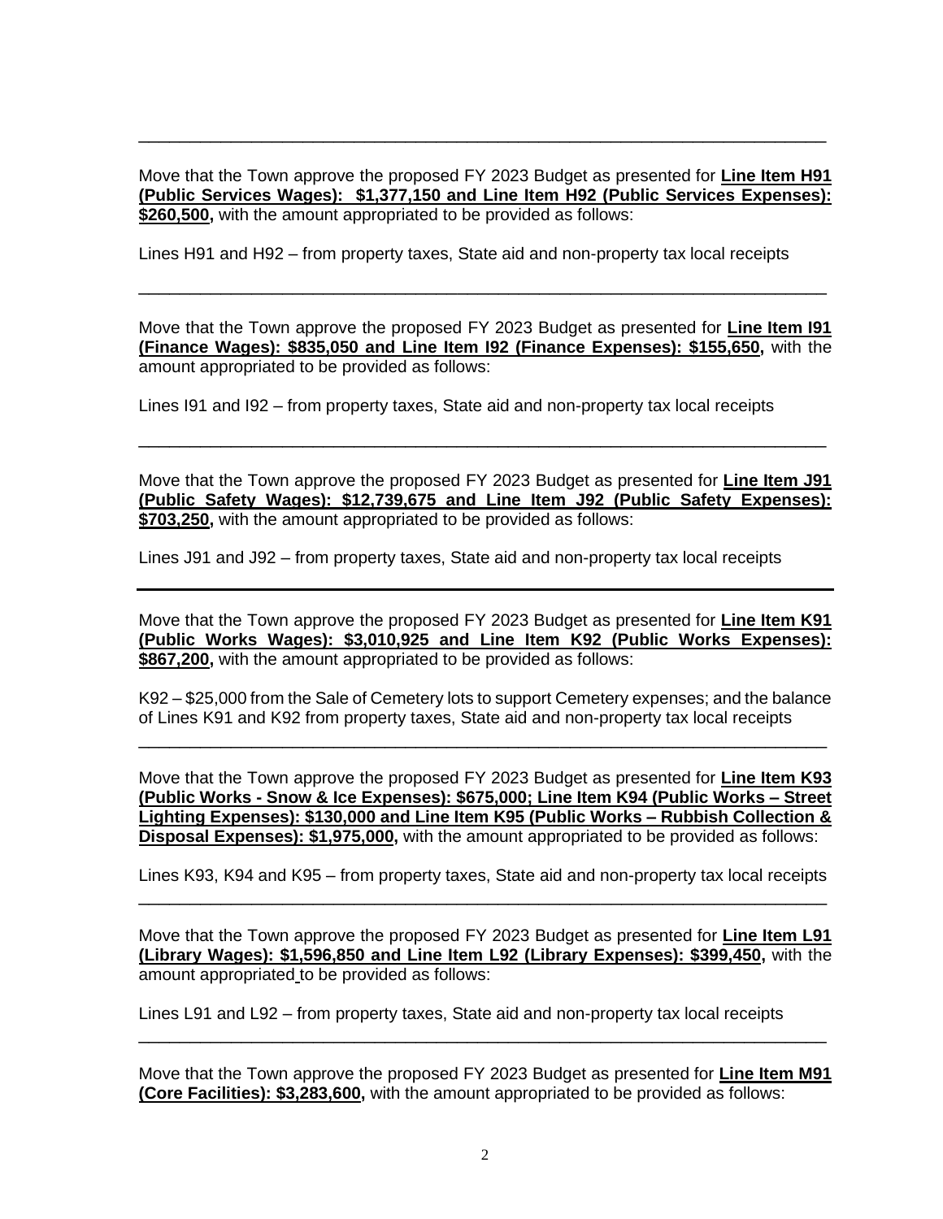---

Move that the Town approve the proposed FY 2023 Budget as presented for **Line Item H91 (Public Services Wages): $1,377,150 and Line Item H92 (Public Services Expenses): $260,500,** with the amount appropriated to be provided as follows:

Lines H91 and H92 – from property taxes, State aid and non-property tax local receipts

---

Move that the Town approve the proposed FY 2023 Budget as presented for **Line Item I91 (Finance Wages): $835,050 and Line Item I92 (Finance Expenses): $155,650,** with the amount appropriated to be provided as follows:

Lines I91 and I92 – from property taxes, State aid and non-property tax local receipts

---

Move that the Town approve the proposed FY 2023 Budget as presented for **Line Item J91 (Public Safety Wages): $12,739,675 and Line Item J92 (Public Safety Expenses): $703,250,** with the amount appropriated to be provided as follows:

Lines J91 and J92 – from property taxes, State aid and non-property tax local receipts

---

Move that the Town approve the proposed FY 2023 Budget as presented for **Line Item K91 (Public Works Wages): $3,010,925 and Line Item K92 (Public Works Expenses): $867,200,** with the amount appropriated to be provided as follows:

K92 – $25,000 from the Sale of Cemetery lots to support Cemetery expenses; and the balance of Lines K91 and K92 from property taxes, State aid and non-property tax local receipts

---

Move that the Town approve the proposed FY 2023 Budget as presented for **Line Item K93 (Public Works - Snow & Ice Expenses): $675,000; Line Item K94 (Public Works – Street Lighting Expenses): $130,000 and Line Item K95 (Public Works – Rubbish Collection & Disposal Expenses): $1,975,000,** with the amount appropriated to be provided as follows:

Lines K93, K94 and K95 – from property taxes, State aid and non-property tax local receipts

---

Move that the Town approve the proposed FY 2023 Budget as presented for **Line Item L91 (Library Wages): $1,596,850 and Line Item L92 (Library Expenses): $399,450,** with the amount appropriated to be provided as follows:

Lines L91 and L92 – from property taxes, State aid and non-property tax local receipts

---

Move that the Town approve the proposed FY 2023 Budget as presented for **Line Item M91 (Core Facilities): $3,283,600,** with the amount appropriated to be provided as follows: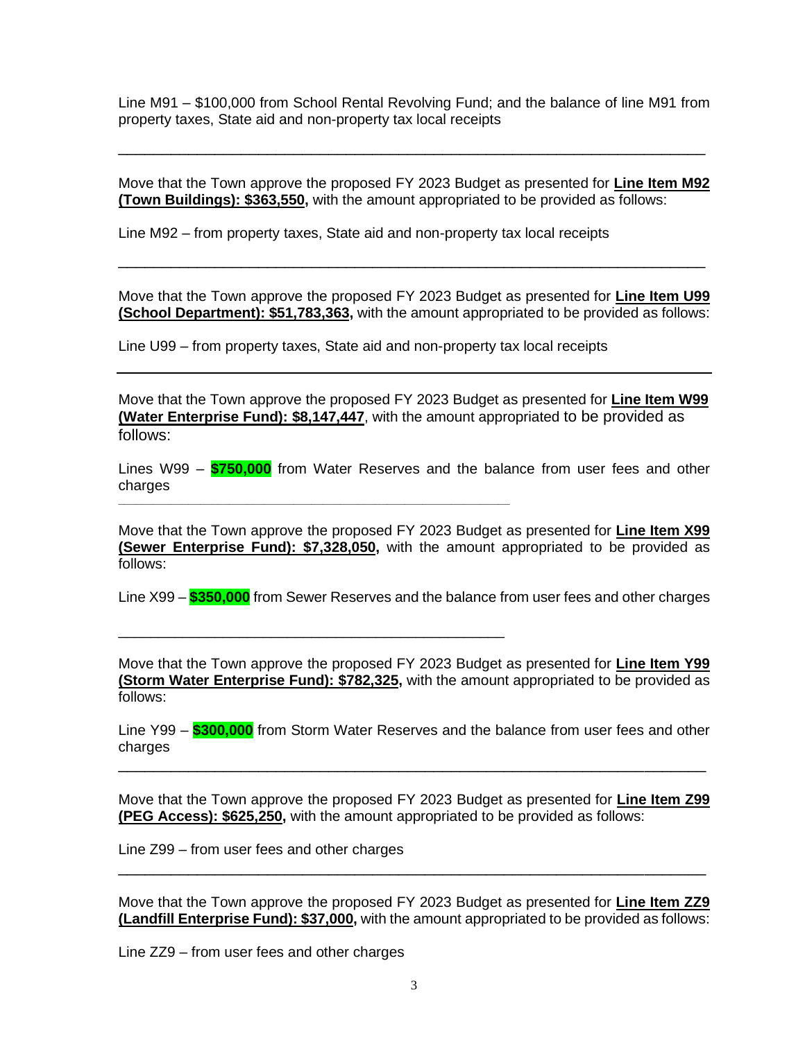Line M91 – $100,000 from School Rental Revolving Fund; and the balance of line M91 from property taxes, State aid and non-property tax local receipts

---

Move that the Town approve the proposed FY 2023 Budget as presented for **Line Item M92 (Town Buildings): $363,550,** with the amount appropriated to be provided as follows:

Line M92 – from property taxes, State aid and non-property tax local receipts

---

Move that the Town approve the proposed FY 2023 Budget as presented for **Line Item U99 (School Department): $51,783,363,** with the amount appropriated to be provided as follows:

Line U99 – from property taxes, State aid and non-property tax local receipts

---

Move that the Town approve the proposed FY 2023 Budget as presented for **Line Item W99 (Water Enterprise Fund): $8,147,447**, with the amount appropriated to be provided as follows:

Lines W99 – **$750,000** from Water Reserves and the balance from user fees and other charges

---

Move that the Town approve the proposed FY 2023 Budget as presented for **Line Item X99 (Sewer Enterprise Fund): $7,328,050,** with the amount appropriated to be provided as follows:

Line X99 – **$350,000** from Sewer Reserves and the balance from user fees and other charges

---

Move that the Town approve the proposed FY 2023 Budget as presented for **Line Item Y99 (Storm Water Enterprise Fund): $782,325,** with the amount appropriated to be provided as follows:

Line Y99 – **$300,000** from Storm Water Reserves and the balance from user fees and other charges

---

Move that the Town approve the proposed FY 2023 Budget as presented for **Line Item Z99 (PEG Access): $625,250,** with the amount appropriated to be provided as follows:

Line Z99 – from user fees and other charges

---

Move that the Town approve the proposed FY 2023 Budget as presented for **Line Item ZZ9 (Landfill Enterprise Fund): $37,000,** with the amount appropriated to be provided as follows:

Line ZZ9 – from user fees and other charges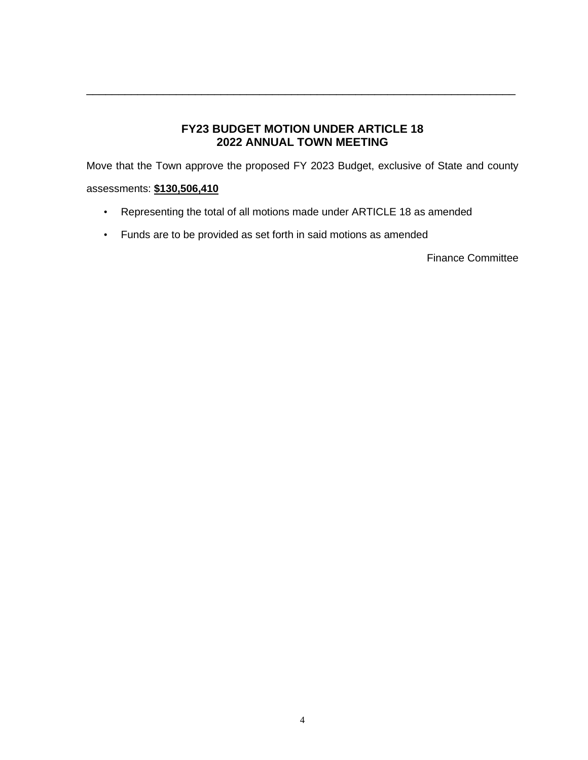---

## FY23 BUDGET MOTION UNDER ARTICLE 18
## 2022 ANNUAL TOWN MEETING

Move that the Town approve the proposed FY 2023 Budget, exclusive of State and county assessments: **$130,506,410**

- Representing the total of all motions made under ARTICLE 18 as amended
- Funds are to be provided as set forth in said motions as amended

Finance Committee